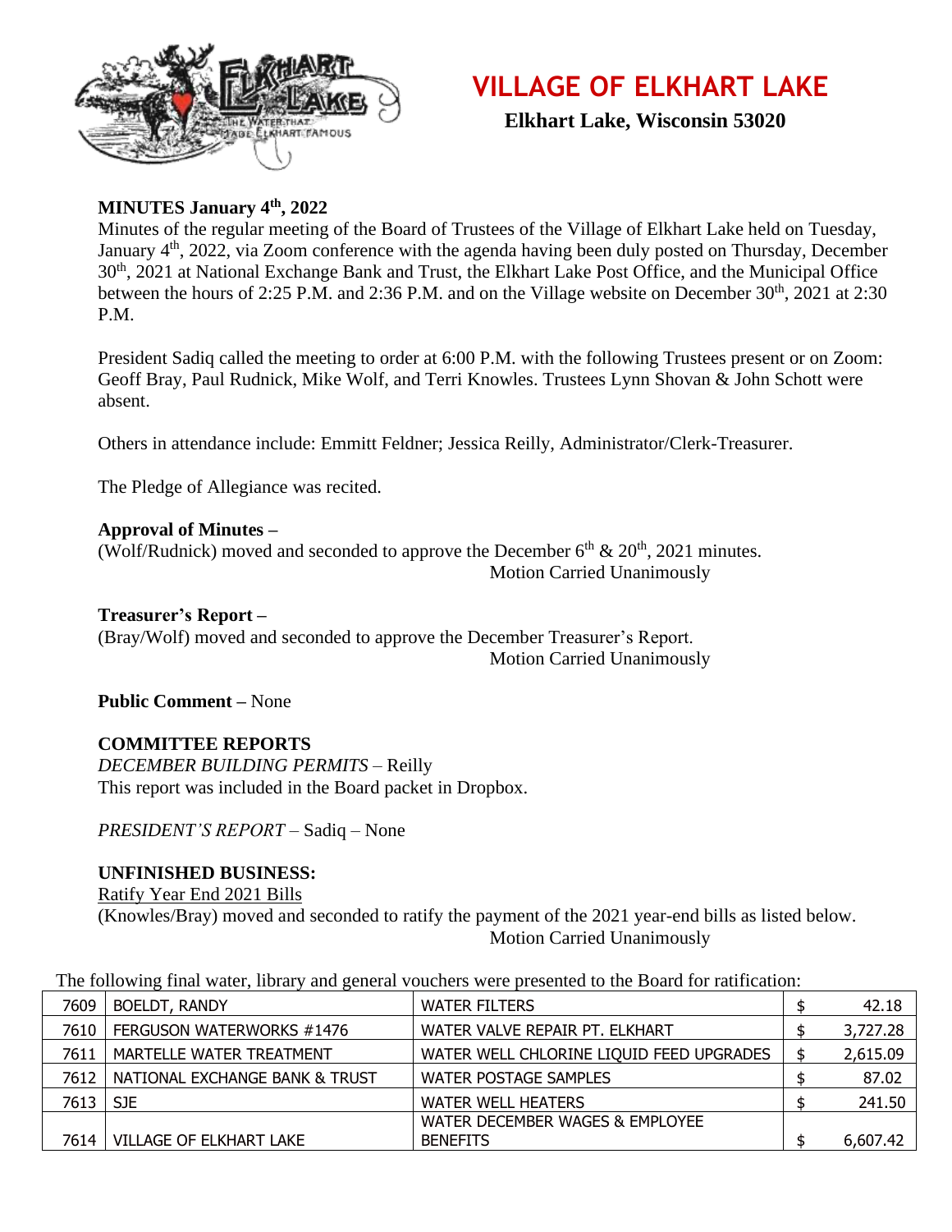# VILLAGE OF ELKHART LAKE

**Elkhart Lake, Wisconsin 53020**

## MINUTES January 4th, 2022

Minutes of the regular meeting of the Board of Trustees of the Village of Elkhart Lake held on Tuesday, January 4th, 2022, via Zoom conference with the agenda having been duly posted on Thursday, December 30th, 2021 at National Exchange Bank and Trust, the Elkhart Lake Post Office, and the Municipal Office between the hours of 2:25 P.M. and 2:36 P.M. and on the Village website on December 30th, 2021 at 2:30 P.M.

President Sadiq called the meeting to order at 6:00 P.M. with the following Trustees present or on Zoom: Geoff Bray, Paul Rudnick, Mike Wolf, and Terri Knowles. Trustees Lynn Shovan & John Schott were absent.

Others in attendance include: Emmitt Feldner; Jessica Reilly, Administrator/Clerk-Treasurer.

The Pledge of Allegiance was recited.

**Approval of Minutes –**
(Wolf/Rudnick) moved and seconded to approve the December 6th & 20th, 2021 minutes.
Motion Carried Unanimously

**Treasurer's Report –**
(Bray/Wolf) moved and seconded to approve the December Treasurer's Report.
Motion Carried Unanimously

**Public Comment –** None

## COMMITTEE REPORTS

*DECEMBER BUILDING PERMITS* – Reilly
This report was included in the Board packet in Dropbox.

*PRESIDENT'S REPORT* – Sadiq – None

## UNFINISHED BUSINESS:

Ratify Year End 2021 Bills
(Knowles/Bray) moved and seconded to ratify the payment of the 2021 year-end bills as listed below.
Motion Carried Unanimously

The following final water, library and general vouchers were presented to the Board for ratification:

| | | | |
|---|---|---|---|
| 7609 | BOELDT, RANDY | WATER FILTERS | $ 42.18 |
| 7610 | FERGUSON WATERWORKS #1476 | WATER VALVE REPAIR PT. ELKHART | $ 3,727.28 |
| 7611 | MARTELLE WATER TREATMENT | WATER WELL CHLORINE LIQUID FEED UPGRADES | $ 2,615.09 |
| 7612 | NATIONAL EXCHANGE BANK & TRUST | WATER POSTAGE SAMPLES | $ 87.02 |
| 7613 | SJE | WATER WELL HEATERS | $ 241.50 |
| 7614 | VILLAGE OF ELKHART LAKE | WATER DECEMBER WAGES & EMPLOYEE BENEFITS | $ 6,607.42 |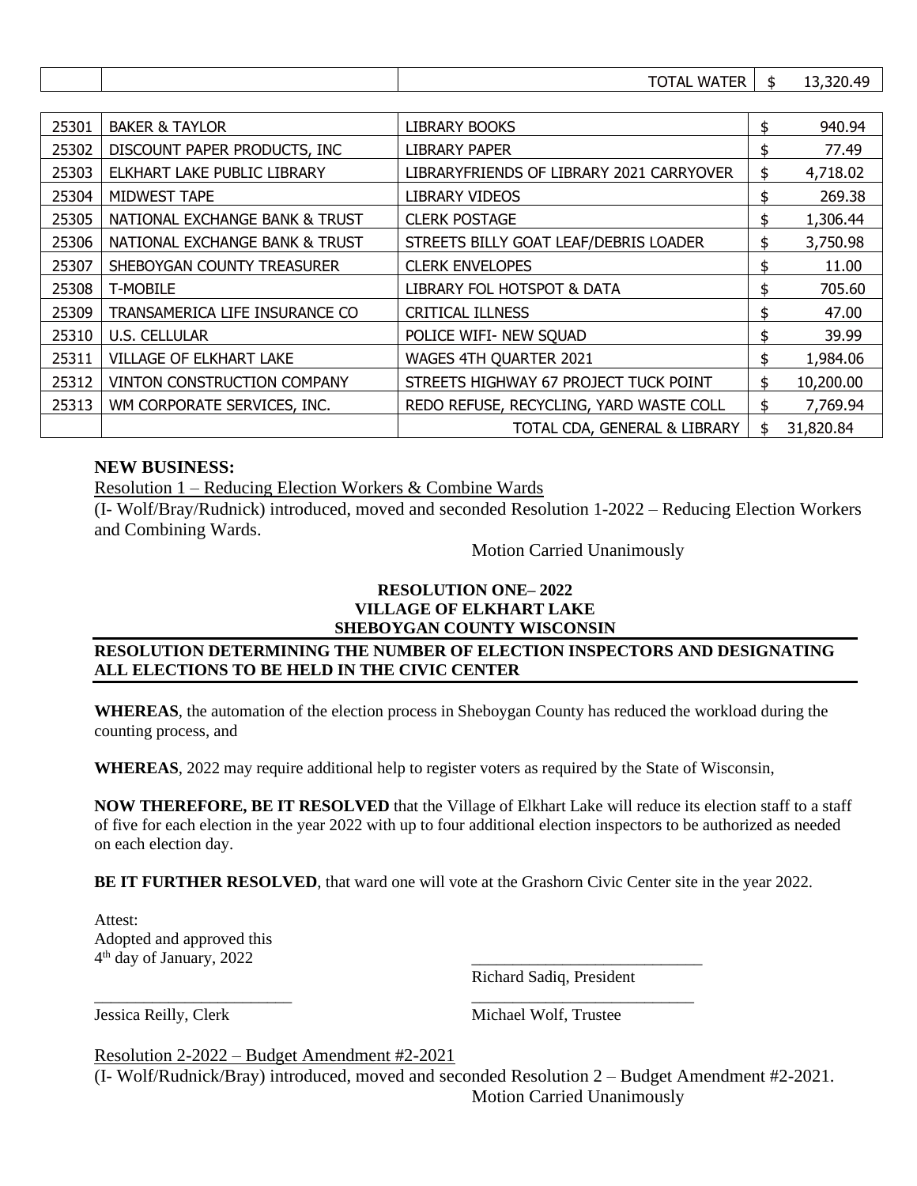| | | TOTAL WATER | $ 13,320.49 |
|---|---|---|---|

| | | | |
|---|---|---|---|
| 25301 | BAKER & TAYLOR | LIBRARY BOOKS | $ 940.94 |
| 25302 | DISCOUNT PAPER PRODUCTS, INC | LIBRARY PAPER | $ 77.49 |
| 25303 | ELKHART LAKE PUBLIC LIBRARY | LIBRARYFRIENDS OF LIBRARY 2021 CARRYOVER | $ 4,718.02 |
| 25304 | MIDWEST TAPE | LIBRARY VIDEOS | $ 269.38 |
| 25305 | NATIONAL EXCHANGE BANK & TRUST | CLERK POSTAGE | $ 1,306.44 |
| 25306 | NATIONAL EXCHANGE BANK & TRUST | STREETS BILLY GOAT LEAF/DEBRIS LOADER | $ 3,750.98 |
| 25307 | SHEBOYGAN COUNTY TREASURER | CLERK ENVELOPES | $ 11.00 |
| 25308 | T-MOBILE | LIBRARY FOL HOTSPOT & DATA | $ 705.60 |
| 25309 | TRANSAMERICA LIFE INSURANCE CO | CRITICAL ILLNESS | $ 47.00 |
| 25310 | U.S. CELLULAR | POLICE WIFI- NEW SQUAD | $ 39.99 |
| 25311 | VILLAGE OF ELKHART LAKE | WAGES 4TH QUARTER 2021 | $ 1,984.06 |
| 25312 | VINTON CONSTRUCTION COMPANY | STREETS HIGHWAY 67 PROJECT TUCK POINT | $ 10,200.00 |
| 25313 | WM CORPORATE SERVICES, INC. | REDO REFUSE, RECYCLING, YARD WASTE COLL | $ 7,769.94 |
| | | TOTAL CDA, GENERAL & LIBRARY | $ 31,820.84 |

**NEW BUSINESS:**

Resolution 1 – Reducing Election Workers & Combine Wards

(I- Wolf/Bray/Rudnick) introduced, moved and seconded Resolution 1-2022 – Reducing Election Workers and Combining Wards.

Motion Carried Unanimously

**RESOLUTION ONE– 2022**
**VILLAGE OF ELKHART LAKE**
**SHEBOYGAN COUNTY WISCONSIN**

**RESOLUTION DETERMINING THE NUMBER OF ELECTION INSPECTORS AND DESIGNATING ALL ELECTIONS TO BE HELD IN THE CIVIC CENTER**

**WHEREAS**, the automation of the election process in Sheboygan County has reduced the workload during the counting process, and

**WHEREAS**, 2022 may require additional help to register voters as required by the State of Wisconsin,

**NOW THEREFORE, BE IT RESOLVED** that the Village of Elkhart Lake will reduce its election staff to a staff of five for each election in the year 2022 with up to four additional election inspectors to be authorized as needed on each election day.

**BE IT FURTHER RESOLVED**, that ward one will vote at the Grashorn Civic Center site in the year 2022.

Attest:
Adopted and approved this
4th day of January, 2022

_____________________________
Richard Sadiq, President

________________________
Jessica Reilly, Clerk

_____________________________
Michael Wolf, Trustee

Resolution 2-2022 – Budget Amendment #2-2021

(I- Wolf/Rudnick/Bray) introduced, moved and seconded Resolution 2 – Budget Amendment #2-2021.

Motion Carried Unanimously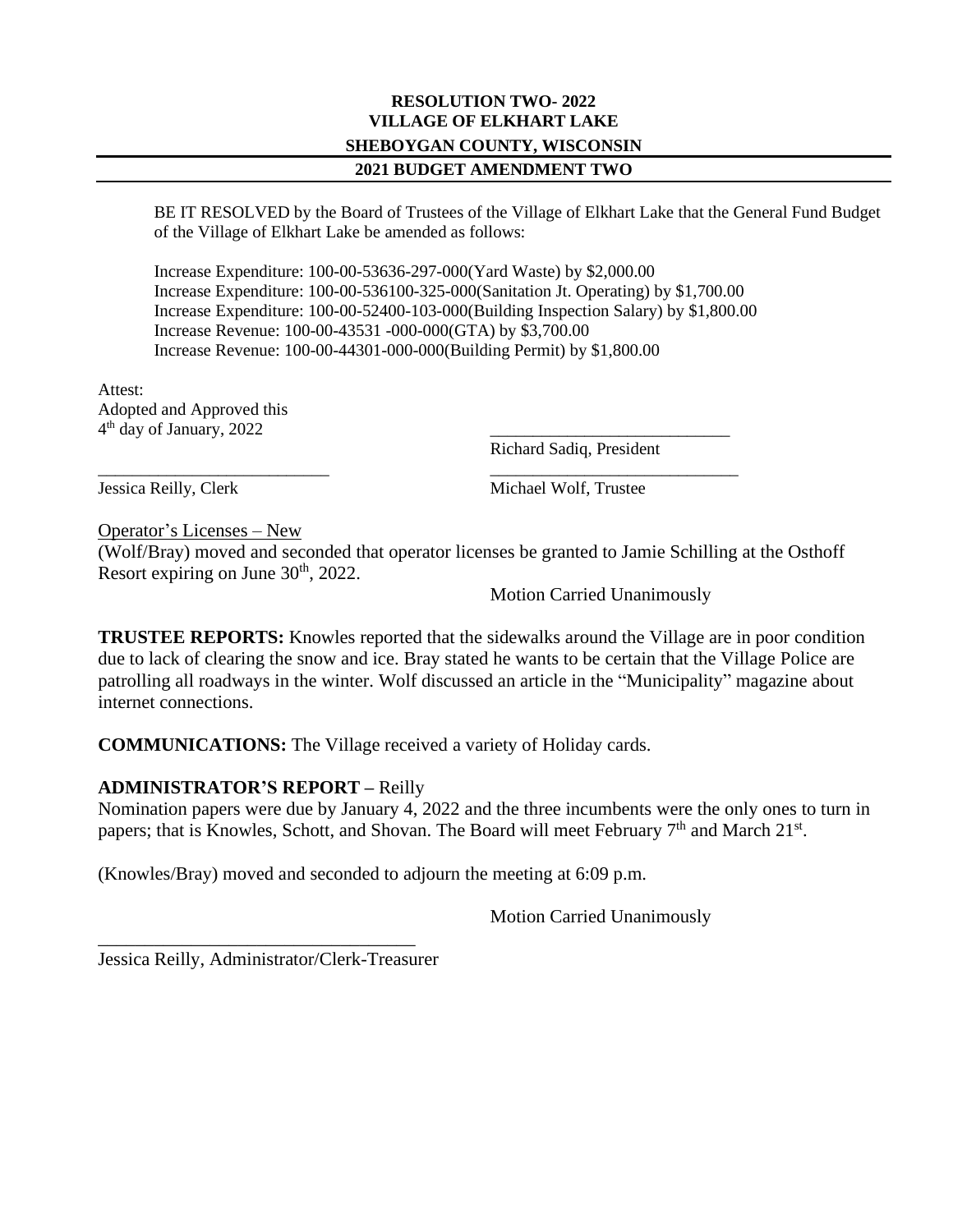**RESOLUTION TWO- 2022**
**VILLAGE OF ELKHART LAKE**
**SHEBOYGAN COUNTY, WISCONSIN**
**2021 BUDGET AMENDMENT TWO**

BE IT RESOLVED by the Board of Trustees of the Village of Elkhart Lake that the General Fund Budget of the Village of Elkhart Lake be amended as follows:

Increase Expenditure: 100-00-53636-297-000(Yard Waste) by $2,000.00
Increase Expenditure: 100-00-536100-325-000(Sanitation Jt. Operating) by $1,700.00
Increase Expenditure: 100-00-52400-103-000(Building Inspection Salary) by $1,800.00
Increase Revenue: 100-00-43531 -000-000(GTA) by $3,700.00
Increase Revenue: 100-00-44301-000-000(Building Permit) by $1,800.00

Attest:
Adopted and Approved this
4th day of January, 2022

___________________________
Richard Sadiq, President

___________________________
Jessica Reilly, Clerk

___________________________
Michael Wolf, Trustee

Operator's Licenses – New
(Wolf/Bray) moved and seconded that operator licenses be granted to Jamie Schilling at the Osthoff Resort expiring on June 30th, 2022.

Motion Carried Unanimously

**TRUSTEE REPORTS:** Knowles reported that the sidewalks around the Village are in poor condition due to lack of clearing the snow and ice. Bray stated he wants to be certain that the Village Police are patrolling all roadways in the winter. Wolf discussed an article in the "Municipality" magazine about internet connections.

**COMMUNICATIONS:** The Village received a variety of Holiday cards.

**ADMINISTRATOR'S REPORT –** Reilly
Nomination papers were due by January 4, 2022 and the three incumbents were the only ones to turn in papers; that is Knowles, Schott, and Shovan. The Board will meet February 7th and March 21st.

(Knowles/Bray) moved and seconded to adjourn the meeting at 6:09 p.m.

Motion Carried Unanimously

___________________________________
Jessica Reilly, Administrator/Clerk-Treasurer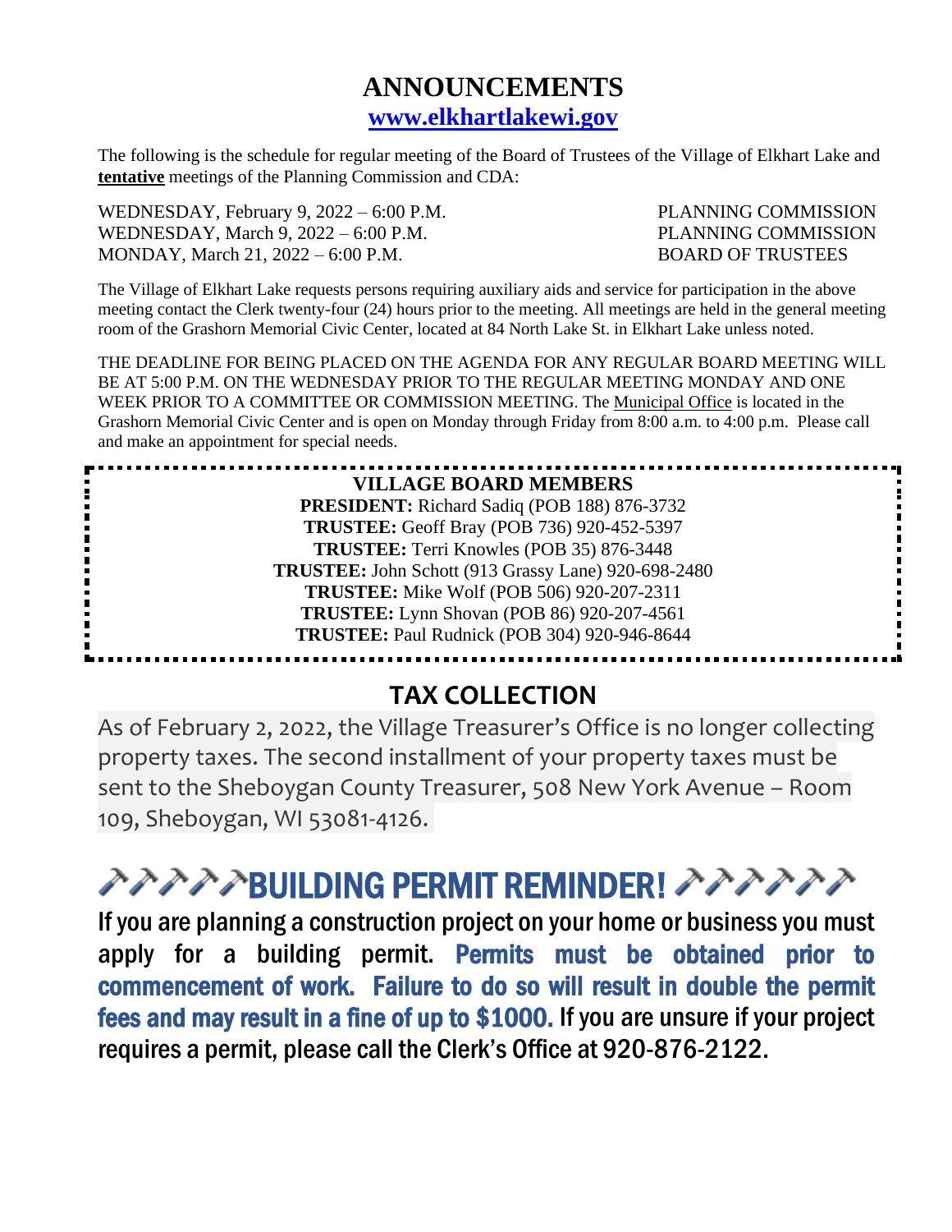# ANNOUNCEMENTS

**www.elkhartlakewi.gov**

The following is the schedule for regular meeting of the Board of Trustees of the Village of Elkhart Lake and **tentative** meetings of the Planning Commission and CDA:

| | |
|---|---|
| WEDNESDAY, February 9, 2022 – 6:00 P.M. | PLANNING COMMISSION |
| WEDNESDAY, March 9, 2022 – 6:00 P.M. | PLANNING COMMISSION |
| MONDAY, March 21, 2022 – 6:00 P.M. | BOARD OF TRUSTEES |

The Village of Elkhart Lake requests persons requiring auxiliary aids and service for participation in the above meeting contact the Clerk twenty-four (24) hours prior to the meeting. All meetings are held in the general meeting room of the Grashorn Memorial Civic Center, located at 84 North Lake St. in Elkhart Lake unless noted.

THE DEADLINE FOR BEING PLACED ON THE AGENDA FOR ANY REGULAR BOARD MEETING WILL BE AT 5:00 P.M. ON THE WEDNESDAY PRIOR TO THE REGULAR MEETING MONDAY AND ONE WEEK PRIOR TO A COMMITTEE OR COMMISSION MEETING. The Municipal Office is located in the Grashorn Memorial Civic Center and is open on Monday through Friday from 8:00 a.m. to 4:00 p.m. Please call and make an appointment for special needs.

## VILLAGE BOARD MEMBERS

**PRESIDENT:** Richard Sadiq (POB 188) 876-3732
**TRUSTEE:** Geoff Bray (POB 736) 920-452-5397
**TRUSTEE:** Terri Knowles (POB 35) 876-3448
**TRUSTEE:** John Schott (913 Grassy Lane) 920-698-2480
**TRUSTEE:** Mike Wolf (POB 506) 920-207-2311
**TRUSTEE:** Lynn Shovan (POB 86) 920-207-4561
**TRUSTEE:** Paul Rudnick (POB 304) 920-946-8644

## TAX COLLECTION

As of February 2, 2022, the Village Treasurer's Office is no longer collecting property taxes. The second installment of your property taxes must be sent to the Sheboygan County Treasurer, 508 New York Avenue – Room 109, Sheboygan, WI 53081-4126.

## 🔨🔨🔨🔨🔨BUILDING PERMIT REMINDER! 🔨🔨🔨🔨🔨🔨

If you are planning a construction project on your home or business you must apply for a building permit. **Permits must be obtained prior to commencement of work. Failure to do so will result in double the permit fees and may result in a fine of up to $1000.** If you are unsure if your project requires a permit, please call the Clerk's Office at 920-876-2122.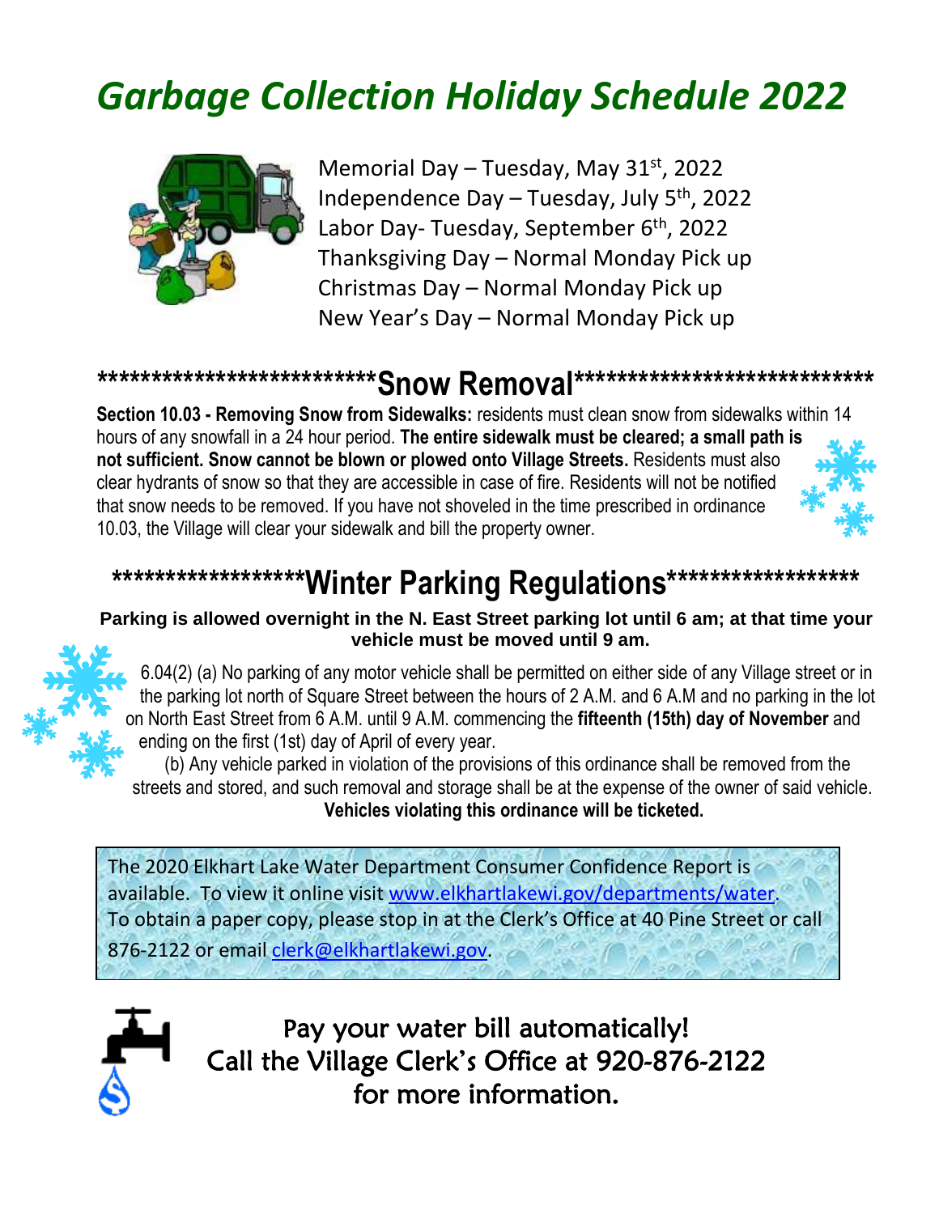# *Garbage Collection Holiday Schedule 2022*

Memorial Day – Tuesday, May 31st, 2022
Independence Day – Tuesday, July 5th, 2022
Labor Day- Tuesday, September 6th, 2022
Thanksgiving Day – Normal Monday Pick up
Christmas Day – Normal Monday Pick up
New Year's Day – Normal Monday Pick up

## *************************Snow Removal****************************

**Section 10.03 - Removing Snow from Sidewalks:** residents must clean snow from sidewalks within 14 hours of any snowfall in a 24 hour period. **The entire sidewalk must be cleared; a small path is not sufficient. Snow cannot be blown or plowed onto Village Streets.** Residents must also clear hydrants of snow so that they are accessible in case of fire. Residents will not be notified that snow needs to be removed. If you have not shoveled in the time prescribed in ordinance 10.03, the Village will clear your sidewalk and bill the property owner.

## ******************Winter Parking Regulations******************

**Parking is allowed overnight in the N. East Street parking lot until 6 am; at that time your vehicle must be moved until 9 am.**

6.04(2) (a) No parking of any motor vehicle shall be permitted on either side of any Village street or in the parking lot north of Square Street between the hours of 2 A.M. and 6 A.M and no parking in the lot on North East Street from 6 A.M. until 9 A.M. commencing the **fifteenth (15th) day of November** and ending on the first (1st) day of April of every year.

(b) Any vehicle parked in violation of the provisions of this ordinance shall be removed from the streets and stored, and such removal and storage shall be at the expense of the owner of said vehicle. **Vehicles violating this ordinance will be ticketed.**

The 2020 Elkhart Lake Water Department Consumer Confidence Report is available. To view it online visit www.elkhartlakewi.gov/departments/water. To obtain a paper copy, please stop in at the Clerk's Office at 40 Pine Street or call 876-2122 or email clerk@elkhartlakewi.gov.

Pay your water bill automatically!
Call the Village Clerk's Office at 920-876-2122
for more information.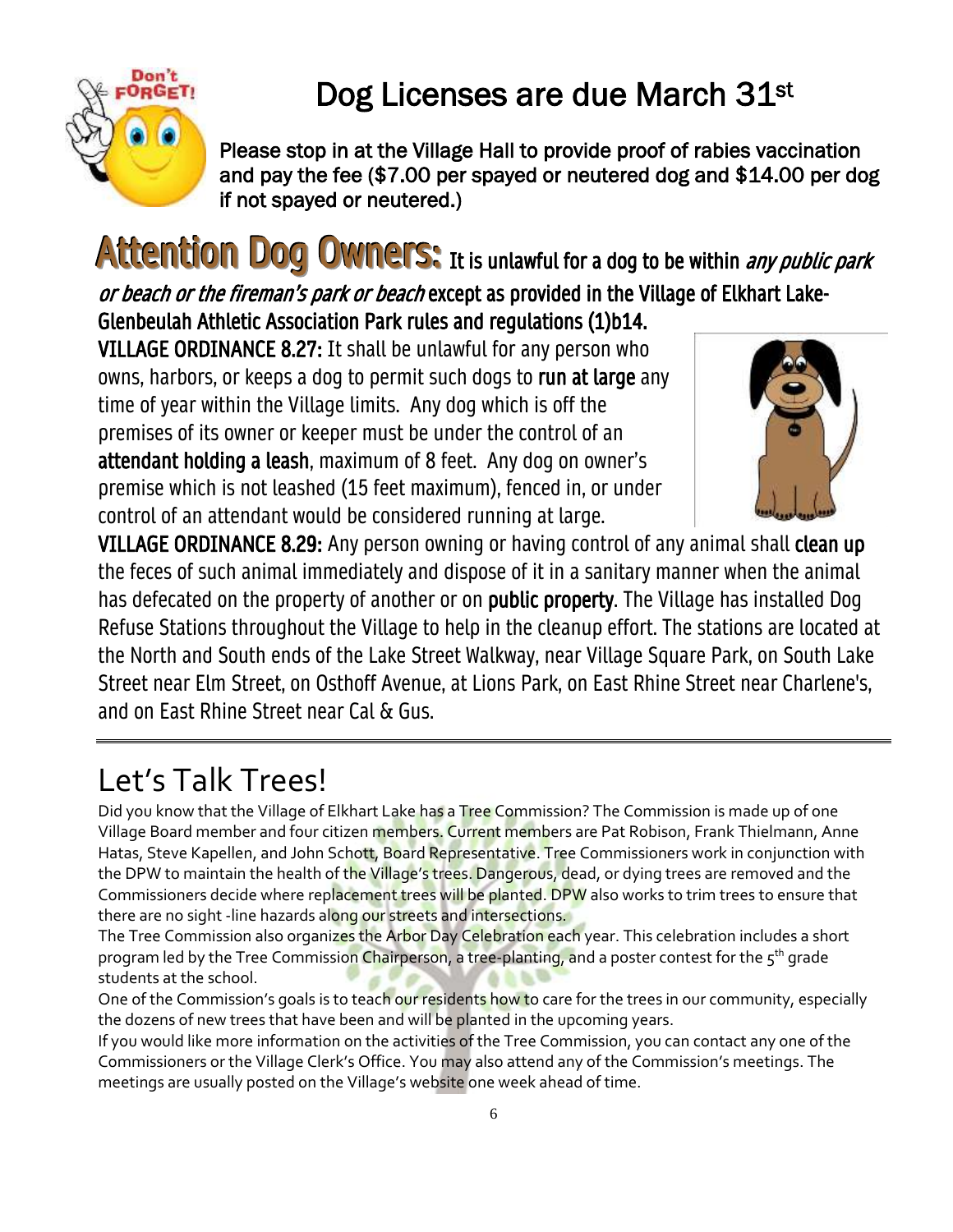# Dog Licenses are due March 31st

**Please stop in at the Village Hall to provide proof of rabies vaccination and pay the fee ($7.00 per spayed or neutered dog and $14.00 per dog if not spayed or neutered.)**

**Attention Dog Owners:** **It is unlawful for a dog to be within *any public park or beach or the fireman's park or beach* except as provided in the Village of Elkhart Lake-Glenbeulah Athletic Association Park rules and regulations (1)b14.**

**VILLAGE ORDINANCE 8.27:** It shall be unlawful for any person who owns, harbors, or keeps a dog to permit such dogs to **run at large** any time of year within the Village limits. Any dog which is off the premises of its owner or keeper must be under the control of an **attendant holding a leash**, maximum of 8 feet. Any dog on owner's premise which is not leashed (15 feet maximum), fenced in, or under control of an attendant would be considered running at large.

**VILLAGE ORDINANCE 8.29:** Any person owning or having control of any animal shall **clean up** the feces of such animal immediately and dispose of it in a sanitary manner when the animal has defecated on the property of another or on **public property**. The Village has installed Dog Refuse Stations throughout the Village to help in the cleanup effort. The stations are located at the North and South ends of the Lake Street Walkway, near Village Square Park, on South Lake Street near Elm Street, on Osthoff Avenue, at Lions Park, on East Rhine Street near Charlene's, and on East Rhine Street near Cal & Gus.

---

## Let's Talk Trees!

Did you know that the Village of Elkhart Lake has a Tree Commission? The Commission is made up of one Village Board member and four citizen members. Current members are Pat Robison, Frank Thielmann, Anne Hatas, Steve Kapellen, and John Schott, Board Representative. Tree Commissioners work in conjunction with the DPW to maintain the health of the Village's trees. Dangerous, dead, or dying trees are removed and the Commissioners decide where replacement trees will be planted. DPW also works to trim trees to ensure that there are no sight -line hazards along our streets and intersections.

The Tree Commission also organizes the Arbor Day Celebration each year. This celebration includes a short program led by the Tree Commission Chairperson, a tree-planting, and a poster contest for the 5th grade students at the school.

One of the Commission's goals is to teach our residents how to care for the trees in our community, especially the dozens of new trees that have been and will be planted in the upcoming years.

If you would like more information on the activities of the Tree Commission, you can contact any one of the Commissioners or the Village Clerk's Office. You may also attend any of the Commission's meetings. The meetings are usually posted on the Village's website one week ahead of time.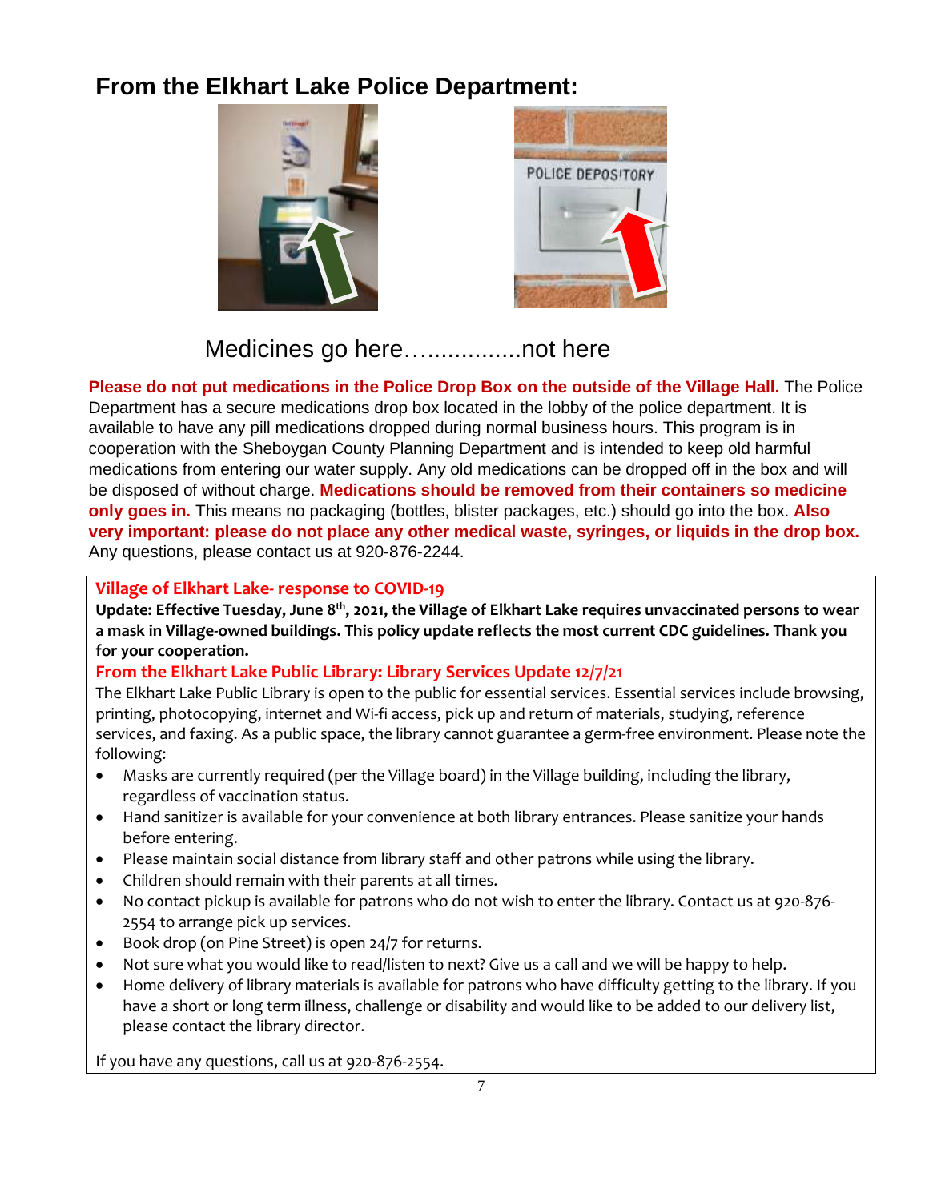## From the Elkhart Lake Police Department:

Medicines go here…..............not here

**Please do not put medications in the Police Drop Box on the outside of the Village Hall.** The Police Department has a secure medications drop box located in the lobby of the police department. It is available to have any pill medications dropped during normal business hours. This program is in cooperation with the Sheboygan County Planning Department and is intended to keep old harmful medications from entering our water supply. Any old medications can be dropped off in the box and will be disposed of without charge. **Medications should be removed from their containers so medicine only goes in.** This means no packaging (bottles, blister packages, etc.) should go into the box. **Also very important: please do not place any other medical waste, syringes, or liquids in the drop box.** Any questions, please contact us at 920-876-2244.

### Village of Elkhart Lake- response to COVID-19

**Update: Effective Tuesday, June 8th, 2021, the Village of Elkhart Lake requires unvaccinated persons to wear a mask in Village-owned buildings. This policy update reflects the most current CDC guidelines. Thank you for your cooperation.**

### From the Elkhart Lake Public Library: Library Services Update 12/7/21

The Elkhart Lake Public Library is open to the public for essential services. Essential services include browsing, printing, photocopying, internet and Wi-fi access, pick up and return of materials, studying, reference services, and faxing. As a public space, the library cannot guarantee a germ-free environment. Please note the following:

- Masks are currently required (per the Village board) in the Village building, including the library, regardless of vaccination status.
- Hand sanitizer is available for your convenience at both library entrances. Please sanitize your hands before entering.
- Please maintain social distance from library staff and other patrons while using the library.
- Children should remain with their parents at all times.
- No contact pickup is available for patrons who do not wish to enter the library. Contact us at 920-876-2554 to arrange pick up services.
- Book drop (on Pine Street) is open 24/7 for returns.
- Not sure what you would like to read/listen to next? Give us a call and we will be happy to help.
- Home delivery of library materials is available for patrons who have difficulty getting to the library. If you have a short or long term illness, challenge or disability and would like to be added to our delivery list, please contact the library director.

If you have any questions, call us at 920-876-2554.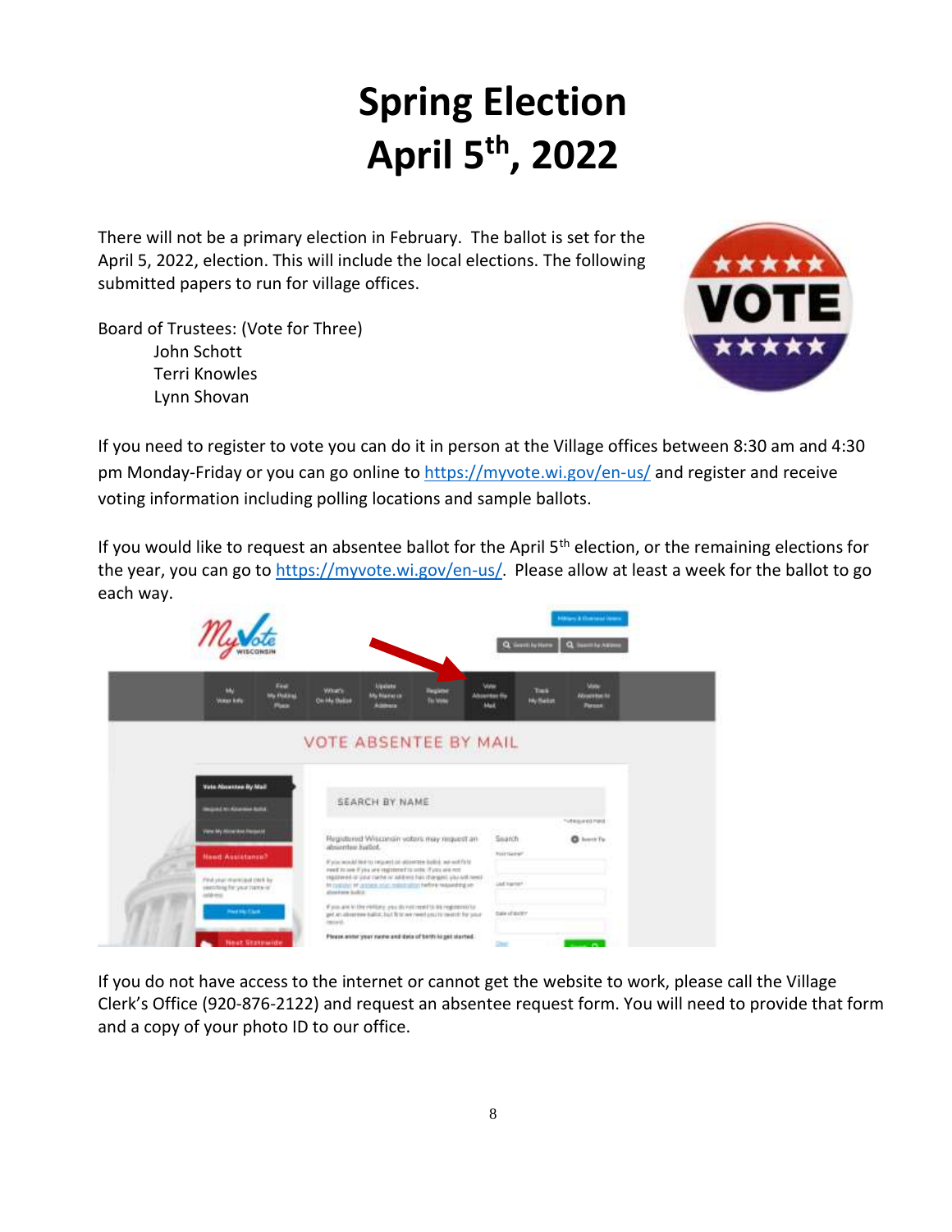# Spring Election April 5th, 2022

There will not be a primary election in February. The ballot is set for the April 5, 2022, election. This will include the local elections. The following submitted papers to run for village offices.

Board of Trustees: (Vote for Three)
- John Schott
- Terri Knowles
- Lynn Shovan

If you need to register to vote you can do it in person at the Village offices between 8:30 am and 4:30 pm Monday-Friday or you can go online to https://myvote.wi.gov/en-us/ and register and receive voting information including polling locations and sample ballots.

If you would like to request an absentee ballot for the April 5th election, or the remaining elections for the year, you can go to https://myvote.wi.gov/en-us/. Please allow at least a week for the ballot to go each way.

If you do not have access to the internet or cannot get the website to work, please call the Village Clerk's Office (920-876-2122) and request an absentee request form. You will need to provide that form and a copy of your photo ID to our office.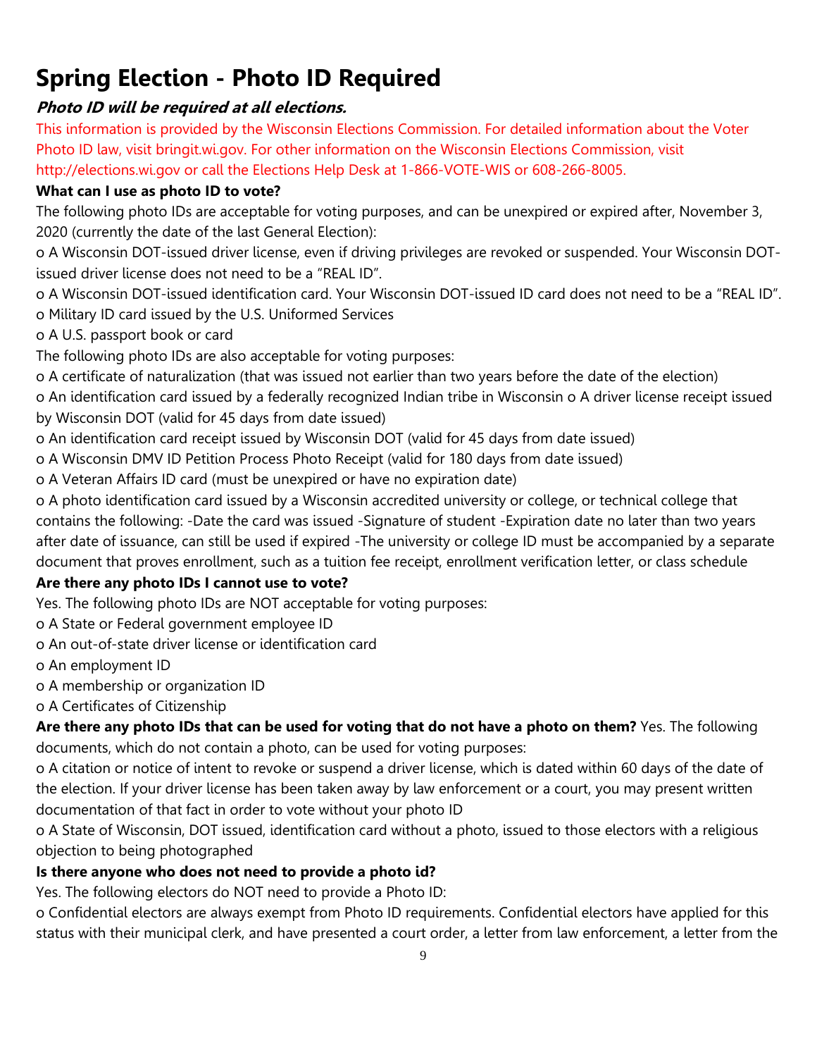# Spring Election - Photo ID Required

***Photo ID will be required at all elections.***

This information is provided by the Wisconsin Elections Commission. For detailed information about the Voter Photo ID law, visit bringit.wi.gov. For other information on the Wisconsin Elections Commission, visit http://elections.wi.gov or call the Elections Help Desk at 1-866-VOTE-WIS or 608-266-8005.

**What can I use as photo ID to vote?**

The following photo IDs are acceptable for voting purposes, and can be unexpired or expired after, November 3, 2020 (currently the date of the last General Election):

- A Wisconsin DOT-issued driver license, even if driving privileges are revoked or suspended. Your Wisconsin DOT-issued driver license does not need to be a "REAL ID".
- A Wisconsin DOT-issued identification card. Your Wisconsin DOT-issued ID card does not need to be a "REAL ID".
- Military ID card issued by the U.S. Uniformed Services
- A U.S. passport book or card

The following photo IDs are also acceptable for voting purposes:

- A certificate of naturalization (that was issued not earlier than two years before the date of the election)
- An identification card issued by a federally recognized Indian tribe in Wisconsin
- A driver license receipt issued by Wisconsin DOT (valid for 45 days from date issued)
- An identification card receipt issued by Wisconsin DOT (valid for 45 days from date issued)
- A Wisconsin DMV ID Petition Process Photo Receipt (valid for 180 days from date issued)
- A Veteran Affairs ID card (must be unexpired or have no expiration date)
- A photo identification card issued by a Wisconsin accredited university or college, or technical college that contains the following: -Date the card was issued -Signature of student -Expiration date no later than two years after date of issuance, can still be used if expired -The university or college ID must be accompanied by a separate document that proves enrollment, such as a tuition fee receipt, enrollment verification letter, or class schedule

**Are there any photo IDs I cannot use to vote?**

Yes. The following photo IDs are NOT acceptable for voting purposes:

- A State or Federal government employee ID
- An out-of-state driver license or identification card
- An employment ID
- A membership or organization ID
- A Certificates of Citizenship

**Are there any photo IDs that can be used for voting that do not have a photo on them?** Yes. The following documents, which do not contain a photo, can be used for voting purposes:

- A citation or notice of intent to revoke or suspend a driver license, which is dated within 60 days of the date of the election. If your driver license has been taken away by law enforcement or a court, you may present written documentation of that fact in order to vote without your photo ID
- A State of Wisconsin, DOT issued, identification card without a photo, issued to those electors with a religious objection to being photographed

**Is there anyone who does not need to provide a photo id?**

Yes. The following electors do NOT need to provide a Photo ID:

- Confidential electors are always exempt from Photo ID requirements. Confidential electors have applied for this status with their municipal clerk, and have presented a court order, a letter from law enforcement, a letter from the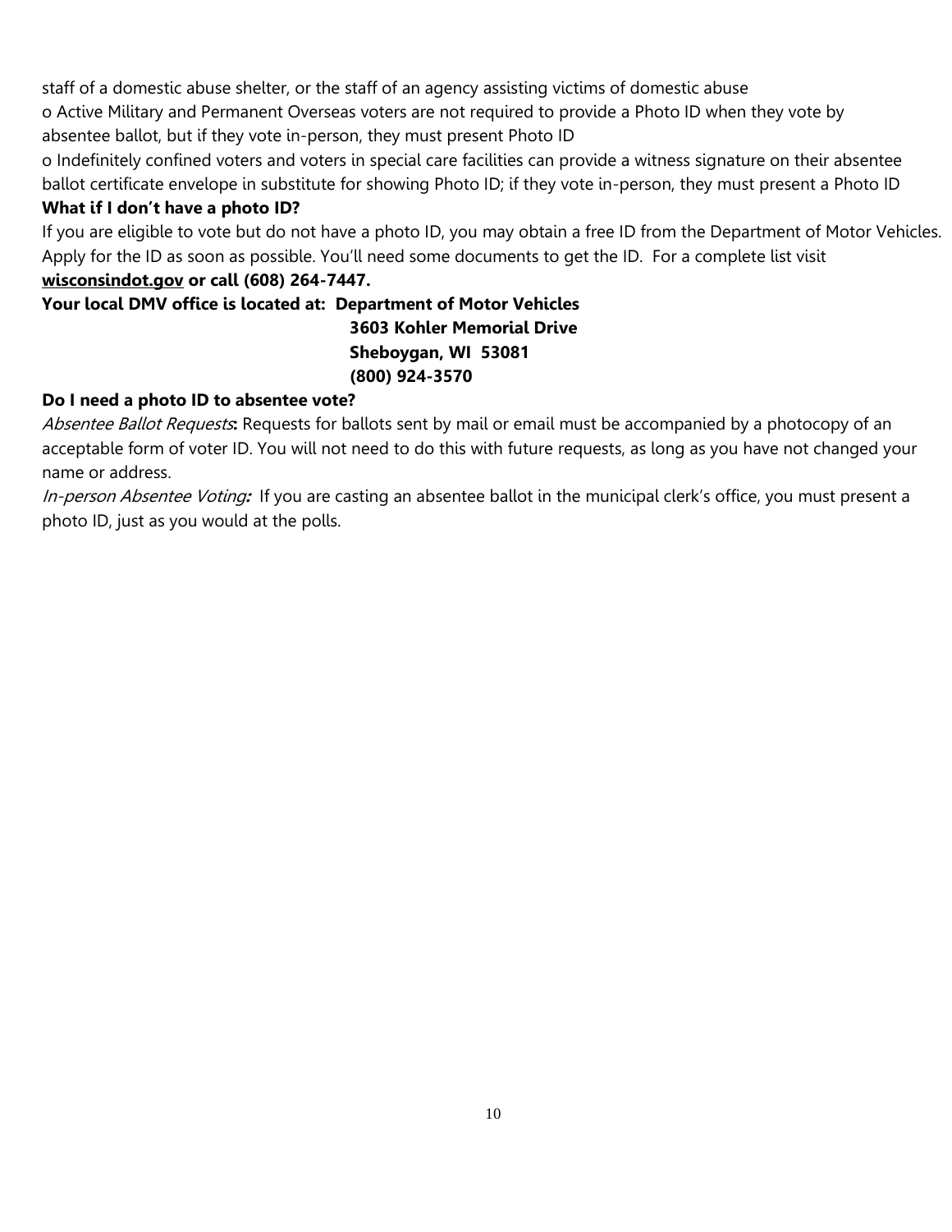staff of a domestic abuse shelter, or the staff of an agency assisting victims of domestic abuse

o Active Military and Permanent Overseas voters are not required to provide a Photo ID when they vote by absentee ballot, but if they vote in-person, they must present Photo ID

o Indefinitely confined voters and voters in special care facilities can provide a witness signature on their absentee ballot certificate envelope in substitute for showing Photo ID; if they vote in-person, they must present a Photo ID

**What if I don't have a photo ID?**

If you are eligible to vote but do not have a photo ID, you may obtain a free ID from the Department of Motor Vehicles. Apply for the ID as soon as possible. You'll need some documents to get the ID. For a complete list visit **wisconsindot.gov or call (608) 264-7447.**

**Your local DMV office is located at: Department of Motor Vehicles**
**3603 Kohler Memorial Drive**
**Sheboygan, WI 53081**
**(800) 924-3570**

**Do I need a photo ID to absentee vote?**

*Absentee Ballot Requests***:** Requests for ballots sent by mail or email must be accompanied by a photocopy of an acceptable form of voter ID. You will not need to do this with future requests, as long as you have not changed your name or address.

*In-person Absentee Voting***:** If you are casting an absentee ballot in the municipal clerk's office, you must present a photo ID, just as you would at the polls.